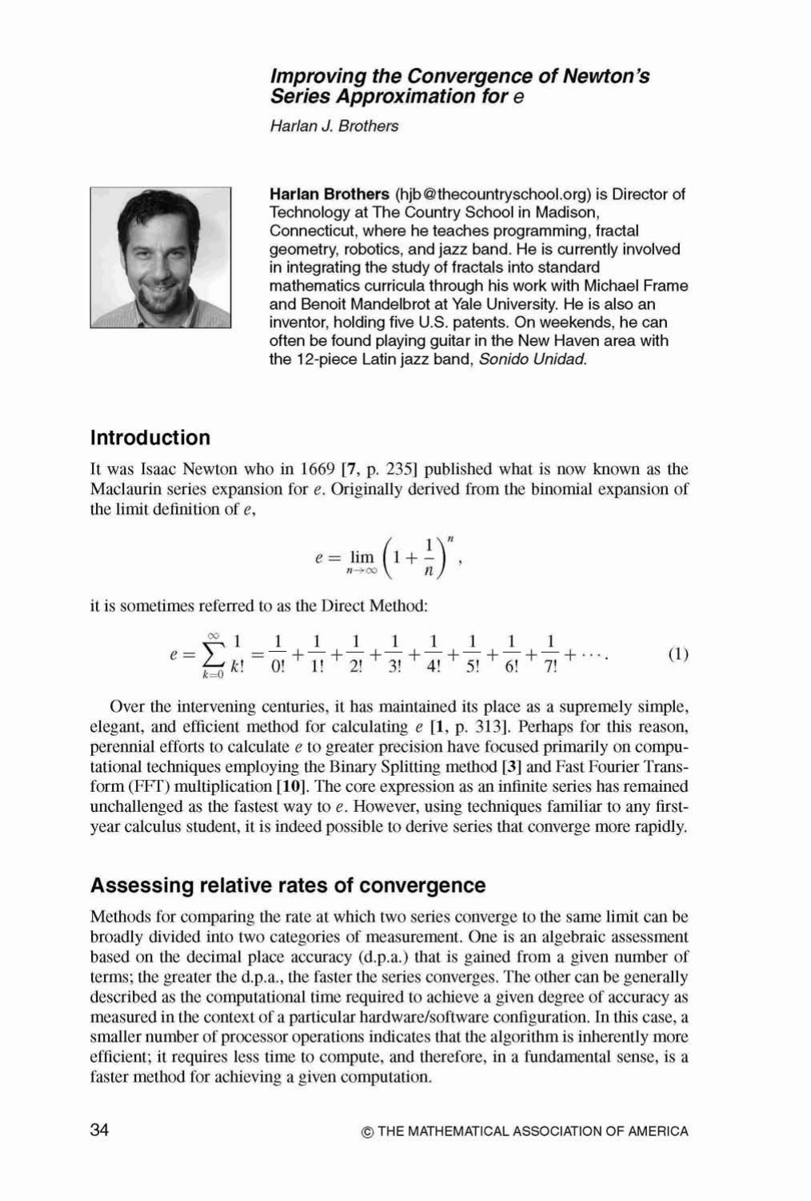# *Improving the Convergence of Newton's Series Approximation for e*

*Harlan J. Brothers*

**Harlan Brothers** (hjb@thecountryschool.org) is Director of Technology at The Country School in Madison, Connecticut, where he teaches programming, fractal geometry, robotics, and jazz band. He is currently involved in integrating the study of fractals into standard mathematics curricula through his work with Michael Frame and Benoit Mandelbrot at Yale University. He is also an inventor, holding five U.S. patents. On weekends, he can often be found playing guitar in the New Haven area with the 12-piece Latin jazz band, *Sonido Unidad.*

## Introduction

It was Isaac Newton who in 1669 [**7**, p. 235] published what is now known as the Maclaurin series expansion for $e$. Originally derived from the binomial expansion of the limit definition of $e$,

$$e = \lim_{n\to\infty}\left(1+\frac{1}{n}\right)^n,$$

it is sometimes referred to as the Direct Method:

$$e = \sum_{k=0}^{\infty}\frac{1}{k!} = \frac{1}{0!}+\frac{1}{1!}+\frac{1}{2!}+\frac{1}{3!}+\frac{1}{4!}+\frac{1}{5!}+\frac{1}{6!}+\frac{1}{7!}+\cdots. \tag{1}$$

Over the intervening centuries, it has maintained its place as a supremely simple, elegant, and efficient method for calculating $e$ [**1**, p. 313]. Perhaps for this reason, perennial efforts to calculate $e$ to greater precision have focused primarily on computational techniques employing the Binary Splitting method [**3**] and Fast Fourier Transform (FFT) multiplication [**10**]. The core expression as an infinite series has remained unchallenged as the fastest way to $e$. However, using techniques familiar to any first-year calculus student, it is indeed possible to derive series that converge more rapidly.

## Assessing relative rates of convergence

Methods for comparing the rate at which two series converge to the same limit can be broadly divided into two categories of measurement. One is an algebraic assessment based on the decimal place accuracy (d.p.a.) that is gained from a given number of terms; the greater the d.p.a., the faster the series converges. The other can be generally described as the computational time required to achieve a given degree of accuracy as measured in the context of a particular hardware/software configuration. In this case, a smaller number of processor operations indicates that the algorithm is inherently more efficient; it requires less time to compute, and therefore, in a fundamental sense, is a faster method for achieving a given computation.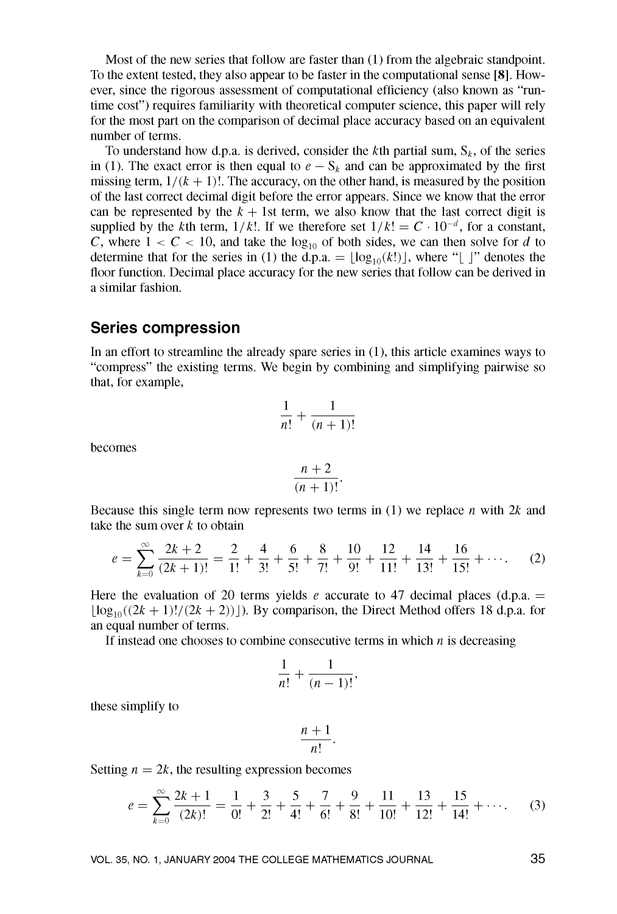Most of the new series that follow are faster than (1) from the algebraic standpoint. To the extent tested, they also appear to be faster in the computational sense **[8]**. However, since the rigorous assessment of computational efficiency (also known as "run-time cost") requires familiarity with theoretical computer science, this paper will rely for the most part on the comparison of decimal place accuracy based on an equivalent number of terms.

To understand how d.p.a. is derived, consider the $k$th partial sum, $S_k$, of the series in (1). The exact error is then equal to $e - S_k$ and can be approximated by the first missing term, $1/(k+1)!$. The accuracy, on the other hand, is measured by the position of the last correct decimal digit before the error appears. Since we know that the error can be represented by the $k+1$st term, we also know that the last correct digit is supplied by the $k$th term, $1/k!$. If we therefore set $1/k! = C \cdot 10^{-d}$, for a constant, $C$, where $1 < C < 10$, and take the $\log_{10}$ of both sides, we can then solve for $d$ to determine that for the series in (1) the d.p.a. $= \lfloor \log_{10}(k!) \rfloor$, where "$\lfloor\ \rfloor$" denotes the floor function. Decimal place accuracy for the new series that follow can be derived in a similar fashion.

## Series compression

In an effort to streamline the already spare series in (1), this article examines ways to "compress" the existing terms. We begin by combining and simplifying pairwise so that, for example,

$$\frac{1}{n!} + \frac{1}{(n+1)!}$$

becomes

$$\frac{n+2}{(n+1)!}.$$

Because this single term now represents two terms in (1) we replace $n$ with $2k$ and take the sum over $k$ to obtain

$$e = \sum_{k=0}^{\infty} \frac{2k+2}{(2k+1)!} = \frac{2}{1!} + \frac{4}{3!} + \frac{6}{5!} + \frac{8}{7!} + \frac{10}{9!} + \frac{12}{11!} + \frac{14}{13!} + \frac{16}{15!} + \cdots. \tag{2}$$

Here the evaluation of 20 terms yields $e$ accurate to 47 decimal places (d.p.a. $= \lfloor \log_{10}((2k+1)!/(2k+2)) \rfloor$). By comparison, the Direct Method offers 18 d.p.a. for an equal number of terms.

If instead one chooses to combine consecutive terms in which $n$ is decreasing

$$\frac{1}{n!} + \frac{1}{(n-1)!},$$

these simplify to

$$\frac{n+1}{n!}.$$

Setting $n = 2k$, the resulting expression becomes

$$e = \sum_{k=0}^{\infty} \frac{2k+1}{(2k)!} = \frac{1}{0!} + \frac{3}{2!} + \frac{5}{4!} + \frac{7}{6!} + \frac{9}{8!} + \frac{11}{10!} + \frac{13}{12!} + \frac{15}{14!} + \cdots. \tag{3}$$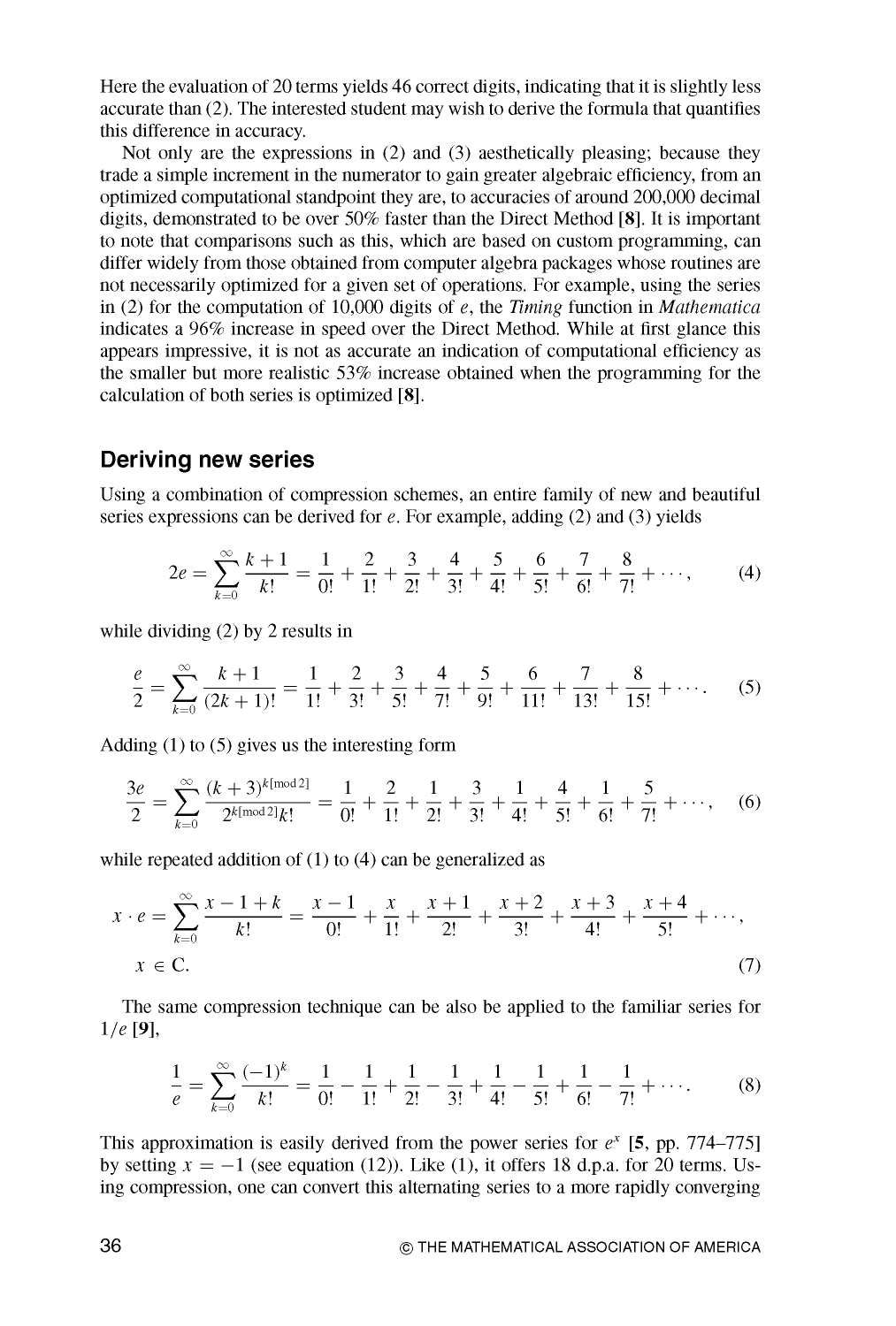Here the evaluation of 20 terms yields 46 correct digits, indicating that it is slightly less accurate than (2). The interested student may wish to derive the formula that quantifies this difference in accuracy.

Not only are the expressions in (2) and (3) aesthetically pleasing; because they trade a simple increment in the numerator to gain greater algebraic efficiency, from an optimized computational standpoint they are, to accuracies of around 200,000 decimal digits, demonstrated to be over 50% faster than the Direct Method [**8**]. It is important to note that comparisons such as this, which are based on custom programming, can differ widely from those obtained from computer algebra packages whose routines are not necessarily optimized for a given set of operations. For example, using the series in (2) for the computation of 10,000 digits of $e$, the *Timing* function in *Mathematica* indicates a 96% increase in speed over the Direct Method. While at first glance this appears impressive, it is not as accurate an indication of computational efficiency as the smaller but more realistic 53% increase obtained when the programming for the calculation of both series is optimized [**8**].

## Deriving new series

Using a combination of compression schemes, an entire family of new and beautiful series expressions can be derived for $e$. For example, adding (2) and (3) yields

$$2e = \sum_{k=0}^{\infty} \frac{k+1}{k!} = \frac{1}{0!} + \frac{2}{1!} + \frac{3}{2!} + \frac{4}{3!} + \frac{5}{4!} + \frac{6}{5!} + \frac{7}{6!} + \frac{8}{7!} + \cdots, \tag{4}$$

while dividing (2) by 2 results in

$$\frac{e}{2} = \sum_{k=0}^{\infty} \frac{k+1}{(2k+1)!} = \frac{1}{1!} + \frac{2}{3!} + \frac{3}{5!} + \frac{4}{7!} + \frac{5}{9!} + \frac{6}{11!} + \frac{7}{13!} + \frac{8}{15!} + \cdots. \tag{5}$$

Adding (1) to (5) gives us the interesting form

$$\frac{3e}{2} = \sum_{k=0}^{\infty} \frac{(k+3)^{k[\mathrm{mod}\,2]}}{2^{k[\mathrm{mod}\,2]}k!} = \frac{1}{0!} + \frac{2}{1!} + \frac{1}{2!} + \frac{3}{3!} + \frac{1}{4!} + \frac{4}{5!} + \frac{1}{6!} + \frac{5}{7!} + \cdots, \tag{6}$$

while repeated addition of (1) to (4) can be generalized as

$$x \cdot e = \sum_{k=0}^{\infty} \frac{x-1+k}{k!} = \frac{x-1}{0!} + \frac{x}{1!} + \frac{x+1}{2!} + \frac{x+2}{3!} + \frac{x+3}{4!} + \frac{x+4}{5!} + \cdots,$$
$$x \in \mathrm{C}. \tag{7}$$

The same compression technique can be also be applied to the familiar series for $1/e$ [**9**],

$$\frac{1}{e} = \sum_{k=0}^{\infty} \frac{(-1)^k}{k!} = \frac{1}{0!} - \frac{1}{1!} + \frac{1}{2!} - \frac{1}{3!} + \frac{1}{4!} - \frac{1}{5!} + \frac{1}{6!} - \frac{1}{7!} + \cdots. \tag{8}$$

This approximation is easily derived from the power series for $e^x$ [**5**, pp. 774–775] by setting $x = -1$ (see equation (12)). Like (1), it offers 18 d.p.a. for 20 terms. Using compression, one can convert this alternating series to a more rapidly converging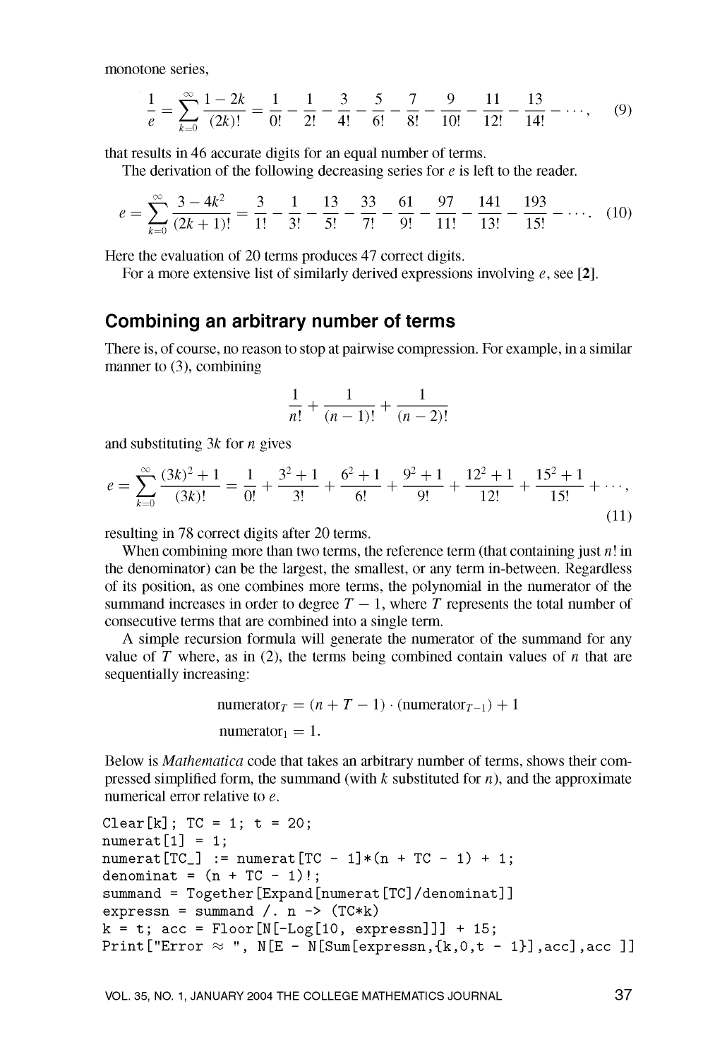monotone series,

$$\frac{1}{e} = \sum_{k=0}^{\infty} \frac{1-2k}{(2k)!} = \frac{1}{0!} - \frac{1}{2!} - \frac{3}{4!} - \frac{5}{6!} - \frac{7}{8!} - \frac{9}{10!} - \frac{11}{12!} - \frac{13}{14!} - \cdots, \tag{9}$$

that results in 46 accurate digits for an equal number of terms.

The derivation of the following decreasing series for $e$ is left to the reader.

$$e = \sum_{k=0}^{\infty} \frac{3-4k^2}{(2k+1)!} = \frac{3}{1!} - \frac{1}{3!} - \frac{13}{5!} - \frac{33}{7!} - \frac{61}{9!} - \frac{97}{11!} - \frac{141}{13!} - \frac{193}{15!} - \cdots. \tag{10}$$

Here the evaluation of 20 terms produces 47 correct digits.

For a more extensive list of similarly derived expressions involving $e$, see **[2]**.

## Combining an arbitrary number of terms

There is, of course, no reason to stop at pairwise compression. For example, in a similar manner to (3), combining

$$\frac{1}{n!} + \frac{1}{(n-1)!} + \frac{1}{(n-2)!}$$

and substituting $3k$ for $n$ gives

$$e = \sum_{k=0}^{\infty} \frac{(3k)^2+1}{(3k)!} = \frac{1}{0!} + \frac{3^2+1}{3!} + \frac{6^2+1}{6!} + \frac{9^2+1}{9!} + \frac{12^2+1}{12!} + \frac{15^2+1}{15!} + \cdots, \tag{11}$$

resulting in 78 correct digits after 20 terms.

When combining more than two terms, the reference term (that containing just $n!$ in the denominator) can be the largest, the smallest, or any term in-between. Regardless of its position, as one combines more terms, the polynomial in the numerator of the summand increases in order to degree $T-1$, where $T$ represents the total number of consecutive terms that are combined into a single term.

A simple recursion formula will generate the numerator of the summand for any value of $T$ where, as in (2), the terms being combined contain values of $n$ that are sequentially increasing:

$$\text{numerator}_T = (n+T-1)\cdot(\text{numerator}_{T-1}) + 1$$

$$\text{numerator}_1 = 1.$$

Below is *Mathematica* code that takes an arbitrary number of terms, shows their compressed simplified form, the summand (with $k$ substituted for $n$), and the approximate numerical error relative to $e$.

```
Clear[k]; TC = 1; t = 20;
numerat[1] = 1;
numerat[TC_] := numerat[TC - 1]*(n + TC - 1) + 1;
denominat = (n + TC - 1)!;
summand = Together[Expand[numerat[TC]/denominat]]
expressn = summand /. n -> (TC*k)
k = t; acc = Floor[N[-Log[10, expressn]]] + 15;
Print["Error ≈ ", N[E - N[Sum[expressn,{k,0,t - 1}],acc],acc ]]
```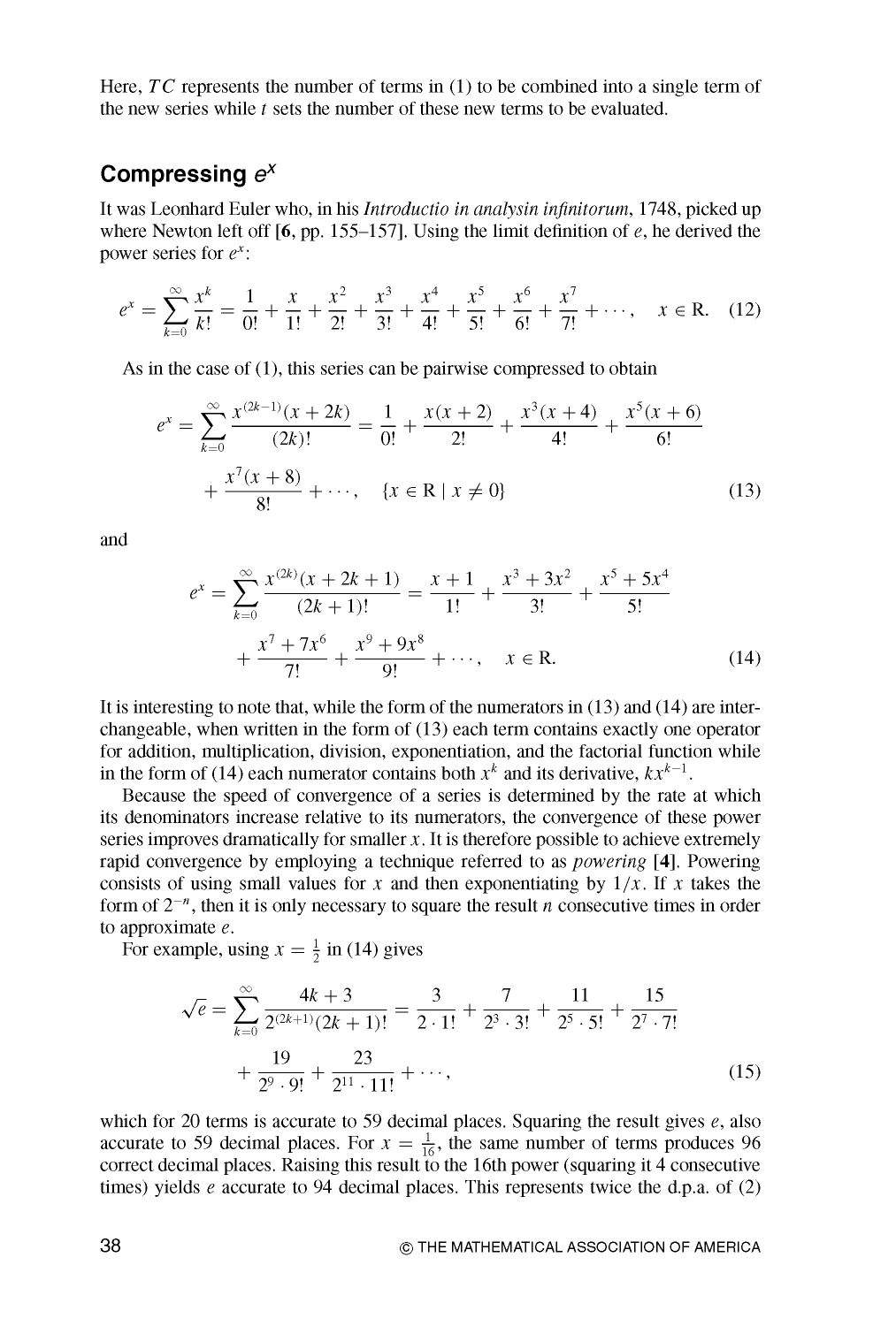Here, $TC$ represents the number of terms in (1) to be combined into a single term of the new series while $t$ sets the number of these new terms to be evaluated.

## Compressing $e^x$

It was Leonhard Euler who, in his *Introductio in analysin infinitorum*, 1748, picked up where Newton left off **[6**, pp. 155–157]. Using the limit definition of $e$, he derived the power series for $e^x$:

$$e^x = \sum_{k=0}^{\infty} \frac{x^k}{k!} = \frac{1}{0!} + \frac{x}{1!} + \frac{x^2}{2!} + \frac{x^3}{3!} + \frac{x^4}{4!} + \frac{x^5}{5!} + \frac{x^6}{6!} + \frac{x^7}{7!} + \cdots, \quad x \in \mathrm{R}. \tag{12}$$

As in the case of (1), this series can be pairwise compressed to obtain

$$e^x = \sum_{k=0}^{\infty} \frac{x^{(2k-1)}(x+2k)}{(2k)!} = \frac{1}{0!} + \frac{x(x+2)}{2!} + \frac{x^3(x+4)}{4!} + \frac{x^5(x+6)}{6!} + \frac{x^7(x+8)}{8!} + \cdots, \quad \{x \in \mathrm{R} \mid x \neq 0\} \tag{13}$$

and

$$e^x = \sum_{k=0}^{\infty} \frac{x^{(2k)}(x+2k+1)}{(2k+1)!} = \frac{x+1}{1!} + \frac{x^3+3x^2}{3!} + \frac{x^5+5x^4}{5!} + \frac{x^7+7x^6}{7!} + \frac{x^9+9x^8}{9!} + \cdots, \quad x \in \mathrm{R}. \tag{14}$$

It is interesting to note that, while the form of the numerators in (13) and (14) are interchangeable, when written in the form of (13) each term contains exactly one operator for addition, multiplication, division, exponentiation, and the factorial function while in the form of (14) each numerator contains both $x^k$ and its derivative, $kx^{k-1}$.

Because the speed of convergence of a series is determined by the rate at which its denominators increase relative to its numerators, the convergence of these power series improves dramatically for smaller $x$. It is therefore possible to achieve extremely rapid convergence by employing a technique referred to as *powering* **[4]**. Powering consists of using small values for $x$ and then exponentiating by $1/x$. If $x$ takes the form of $2^{-n}$, then it is only necessary to square the result $n$ consecutive times in order to approximate $e$.

For example, using $x = \frac{1}{2}$ in (14) gives

$$\sqrt{e} = \sum_{k=0}^{\infty} \frac{4k+3}{2^{(2k+1)}(2k+1)!} = \frac{3}{2 \cdot 1!} + \frac{7}{2^3 \cdot 3!} + \frac{11}{2^5 \cdot 5!} + \frac{15}{2^7 \cdot 7!} + \frac{19}{2^9 \cdot 9!} + \frac{23}{2^{11} \cdot 11!} + \cdots, \tag{15}$$

which for 20 terms is accurate to 59 decimal places. Squaring the result gives $e$, also accurate to 59 decimal places. For $x = \frac{1}{16}$, the same number of terms produces 96 correct decimal places. Raising this result to the 16th power (squaring it 4 consecutive times) yields $e$ accurate to 94 decimal places. This represents twice the d.p.a. of (2)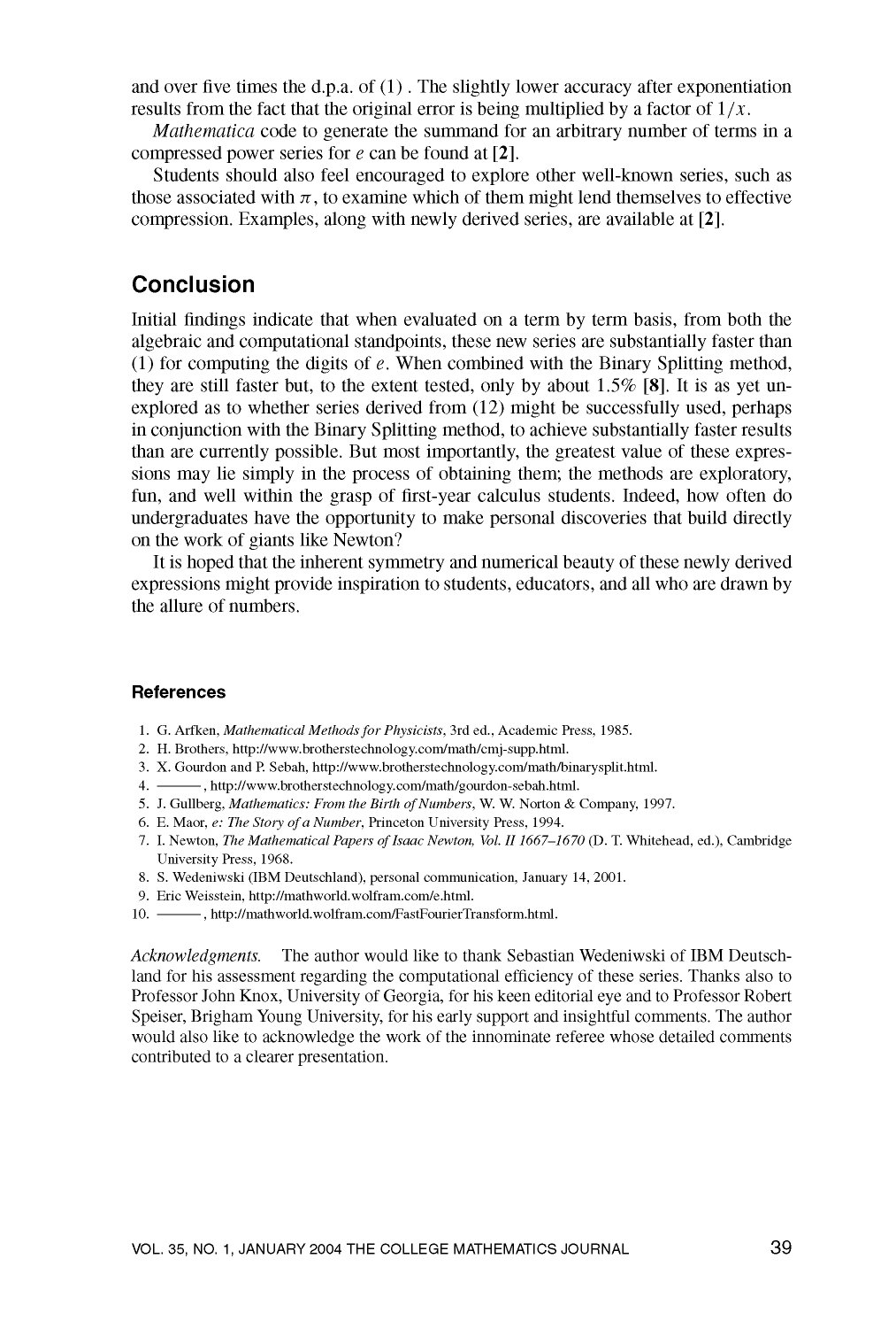and over five times the d.p.a. of (1) . The slightly lower accuracy after exponentiation results from the fact that the original error is being multiplied by a factor of $1/x$.

*Mathematica* code to generate the summand for an arbitrary number of terms in a compressed power series for $e$ can be found at [**2**].

Students should also feel encouraged to explore other well-known series, such as those associated with $\pi$, to examine which of them might lend themselves to effective compression. Examples, along with newly derived series, are available at [**2**].

## Conclusion

Initial findings indicate that when evaluated on a term by term basis, from both the algebraic and computational standpoints, these new series are substantially faster than (1) for computing the digits of $e$. When combined with the Binary Splitting method, they are still faster but, to the extent tested, only by about 1.5% [**8**]. It is as yet unexplored as to whether series derived from (12) might be successfully used, perhaps in conjunction with the Binary Splitting method, to achieve substantially faster results than are currently possible. But most importantly, the greatest value of these expressions may lie simply in the process of obtaining them; the methods are exploratory, fun, and well within the grasp of first-year calculus students. Indeed, how often do undergraduates have the opportunity to make personal discoveries that build directly on the work of giants like Newton?

It is hoped that the inherent symmetry and numerical beauty of these newly derived expressions might provide inspiration to students, educators, and all who are drawn by the allure of numbers.

### References

1. G. Arfken, *Mathematical Methods for Physicists*, 3rd ed., Academic Press, 1985.
2. H. Brothers, http://www.brotherstechnology.com/math/cmj-supp.html.
3. X. Gourdon and P. Sebah, http://www.brotherstechnology.com/math/binarysplit.html.
4. ———, http://www.brotherstechnology.com/math/gourdon-sebah.html.
5. J. Gullberg, *Mathematics: From the Birth of Numbers*, W. W. Norton & Company, 1997.
6. E. Maor, *e: The Story of a Number*, Princeton University Press, 1994.
7. I. Newton, *The Mathematical Papers of Isaac Newton, Vol. II 1667–1670* (D. T. Whitehead, ed.), Cambridge University Press, 1968.
8. S. Wedeniwski (IBM Deutschland), personal communication, January 14, 2001.
9. Eric Weisstein, http://mathworld.wolfram.com/e.html.
10. ———, http://mathworld.wolfram.com/FastFourierTransform.html.

*Acknowledgments.* The author would like to thank Sebastian Wedeniwski of IBM Deutschland for his assessment regarding the computational efficiency of these series. Thanks also to Professor John Knox, University of Georgia, for his keen editorial eye and to Professor Robert Speiser, Brigham Young University, for his early support and insightful comments. The author would also like to acknowledge the work of the innominate referee whose detailed comments contributed to a clearer presentation.